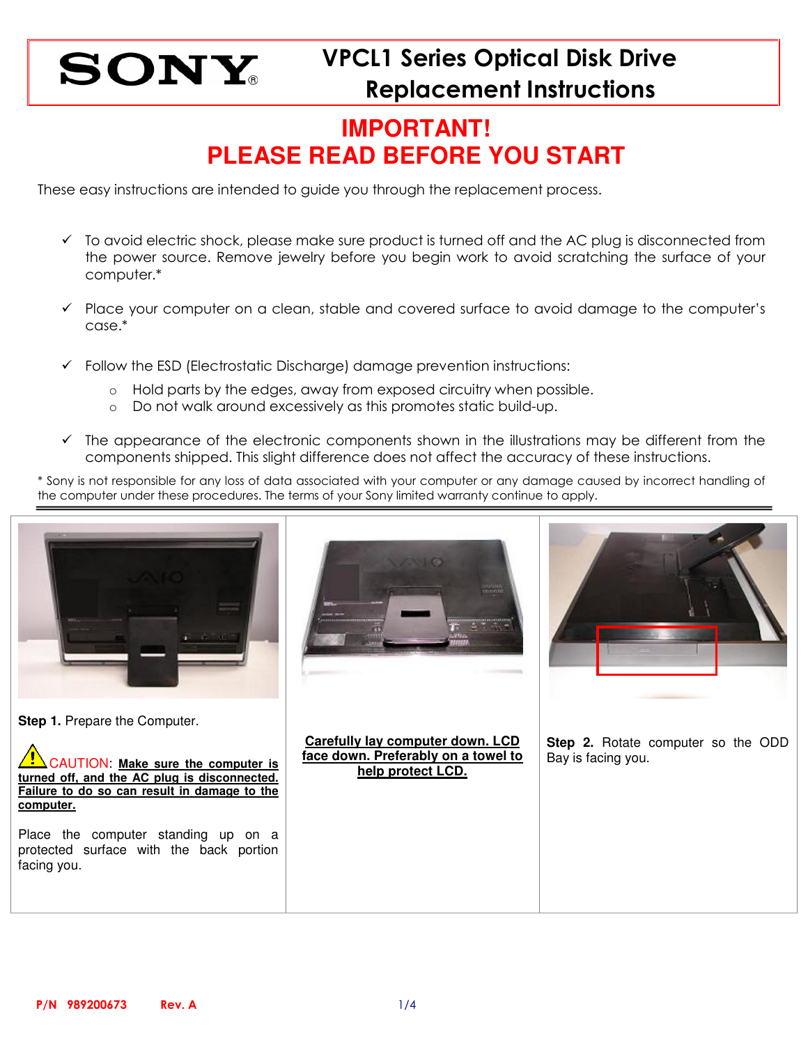# SONY

# VPCL1 Series Optical Disk Drive Replacement Instructions

## IMPORTANT!
## PLEASE READ BEFORE YOU START

These easy instructions are intended to guide you through the replacement process.

- ✓ To avoid electric shock, please make sure product is turned off and the AC plug is disconnected from the power source. Remove jewelry before you begin work to avoid scratching the surface of your computer.*

- ✓ Place your computer on a clean, stable and covered surface to avoid damage to the computer's case.*

- ✓ Follow the ESD (Electrostatic Discharge) damage prevention instructions:
  - Hold parts by the edges, away from exposed circuitry when possible.
  - Do not walk around excessively as this promotes static build-up.

- ✓ The appearance of the electronic components shown in the illustrations may be different from the components shipped. This slight difference does not affect the accuracy of these instructions.

* Sony is not responsible for any loss of data associated with your computer or any damage caused by incorrect handling of the computer under these procedures. The terms of your Sony limited warranty continue to apply.

---

**Step 1.** Prepare the Computer.

⚠ CAUTION: **Make sure the computer is turned off, and the AC plug is disconnected. Failure to do so can result in damage to the computer.**

Place the computer standing up on a protected surface with the back portion facing you.

**Carefully lay computer down. LCD face down. Preferably on a towel to help protect LCD.**

**Step 2.** Rotate computer so the ODD Bay is facing you.

**P/N 989200673 Rev. A**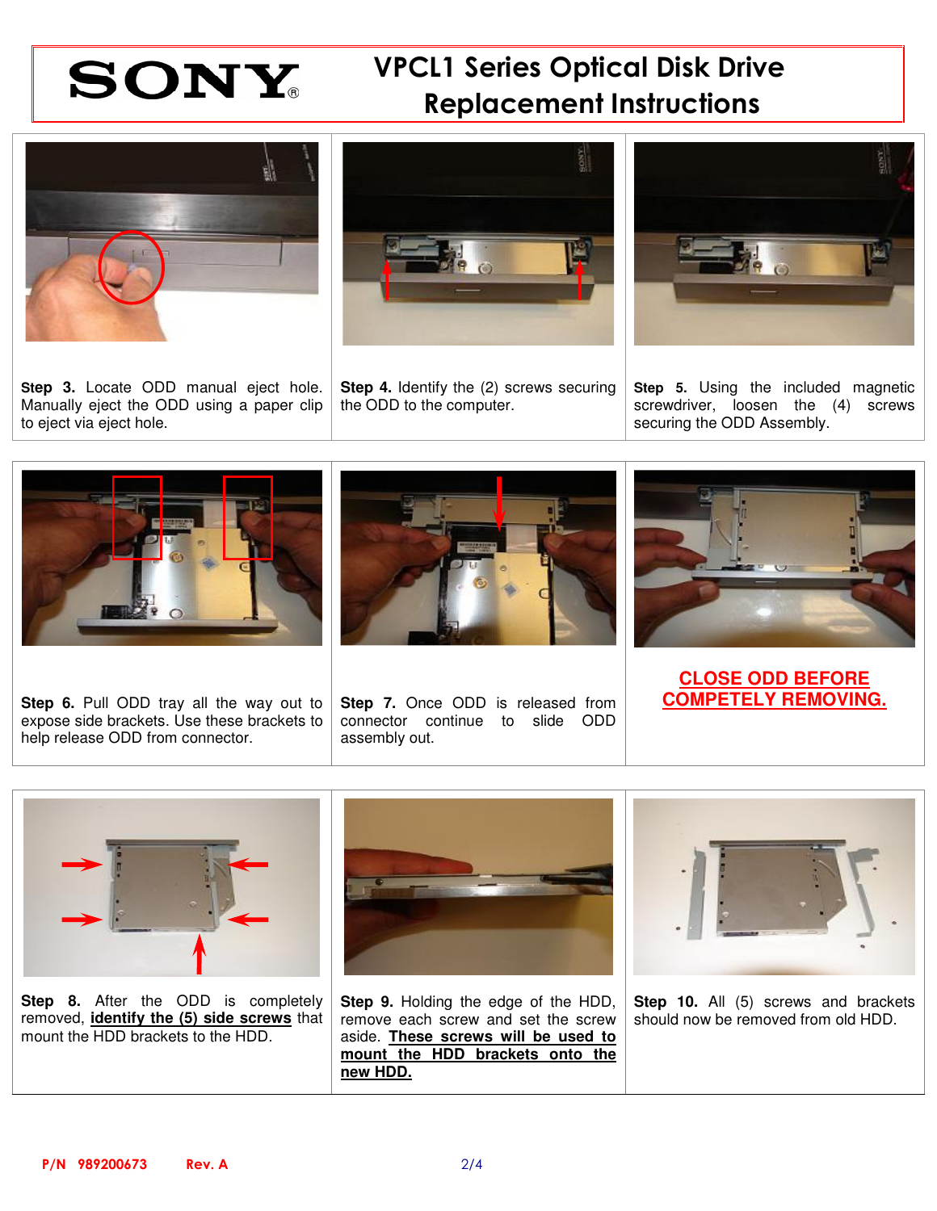# SONY

## VPCL1 Series Optical Disk Drive Replacement Instructions

**Step 3.** Locate ODD manual eject hole. Manually eject the ODD using a paper clip to eject via eject hole.

**Step 4.** Identify the (2) screws securing the ODD to the computer.

**Step 5.** Using the included magnetic screwdriver, loosen the (4) screws securing the ODD Assembly.

**Step 6.** Pull ODD tray all the way out to expose side brackets. Use these brackets to help release ODD from connector.

**Step 7.** Once ODD is released from connector continue to slide ODD assembly out.

**CLOSE ODD BEFORE COMPETELY REMOVING.**

**Step 8.** After the ODD is completely removed, **identify the (5) side screws** that mount the HDD brackets to the HDD.

**Step 9.** Holding the edge of the HDD, remove each screw and set the screw aside. **These screws will be used to mount the HDD brackets onto the new HDD.**

**Step 10.** All (5) screws and brackets should now be removed from old HDD.

P/N 989200673 Rev. A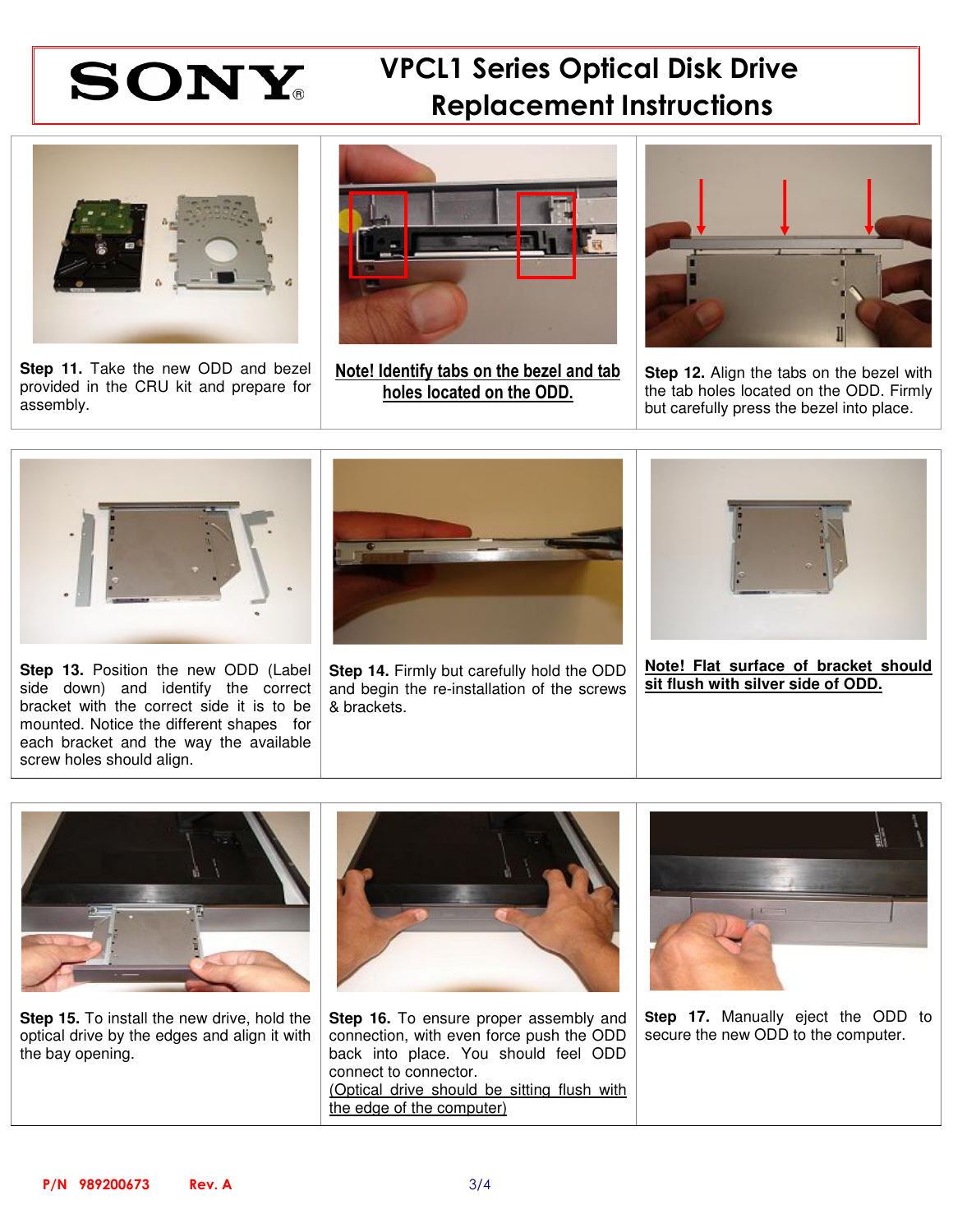# VPCL1 Series Optical Disk Drive Replacement Instructions

**Step 11.** Take the new ODD and bezel provided in the CRU kit and prepare for assembly.

**Note! Identify tabs on the bezel and tab holes located on the ODD.**

**Step 12.** Align the tabs on the bezel with the tab holes located on the ODD. Firmly but carefully press the bezel into place.

**Step 13.** Position the new ODD (Label side down) and identify the correct bracket with the correct side it is to be mounted. Notice the different shapes for each bracket and the way the available screw holes should align.

**Step 14.** Firmly but carefully hold the ODD and begin the re-installation of the screws & brackets.

**Note! Flat surface of bracket should sit flush with silver side of ODD.**

**Step 15.** To install the new drive, hold the optical drive by the edges and align it with the bay opening.

**Step 16.** To ensure proper assembly and connection, with even force push the ODD back into place. You should feel ODD connect to connector.
(Optical drive should be sitting flush with the edge of the computer)

**Step 17.** Manually eject the ODD to secure the new ODD to the computer.

P/N 989200673 Rev. A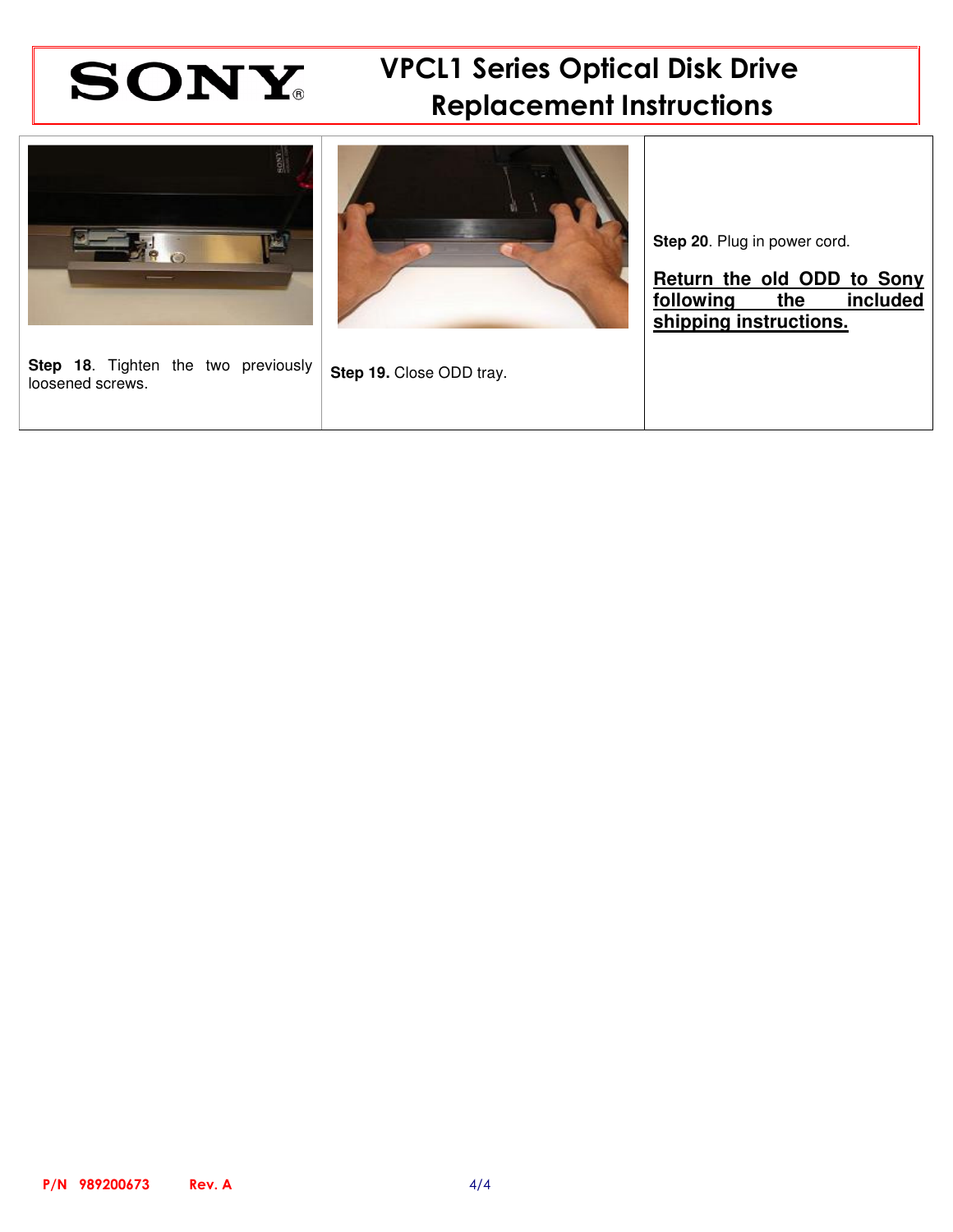# VPCL1 Series Optical Disk Drive Replacement Instructions

| | | |
|---|---|---|
| **Step 18**. Tighten the two previously loosened screws. | **Step 19.** Close ODD tray. | **Step 20**. Plug in power cord.<br><br>**Return the old ODD to Sony following the included shipping instructions.** |

P/N 989200673 Rev. A